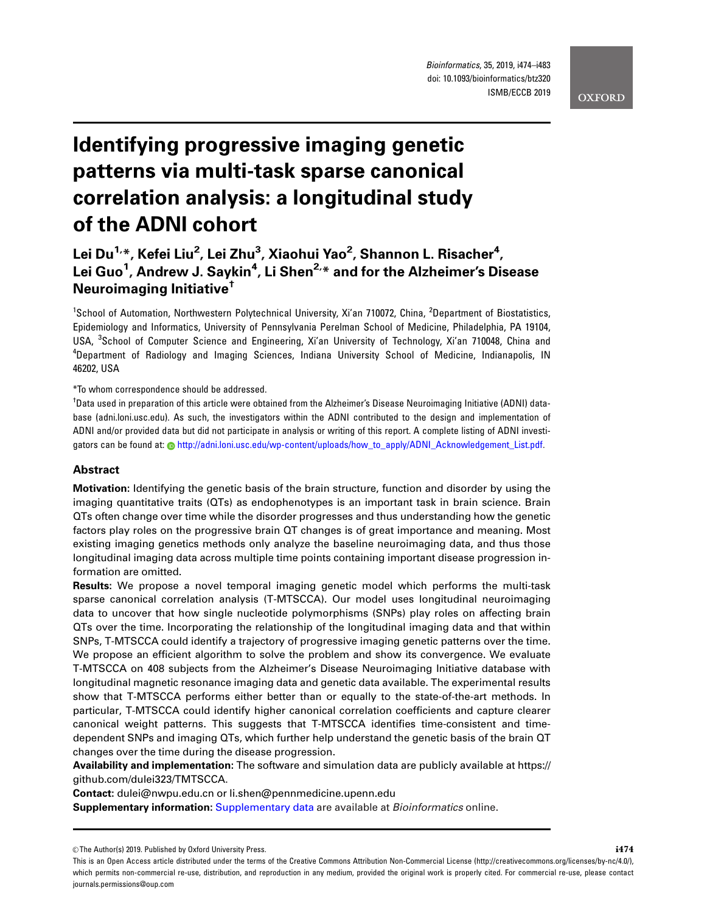# Identifying progressive imaging genetic patterns via multi-task sparse canonical correlation analysis: a longitudinal study of the ADNI cohort

**Lei Du[1,*], Kefei Liu[2], Lei Zhu[3], Xiaohui Yao[2], Shannon L. Risacher[4], Lei Guo[1], Andrew J. Saykin[4], Li Shen[2,*] and for the Alzheimer's Disease Neuroimaging Initiative[†]**

[1]School of Automation, Northwestern Polytechnical University, Xi'an 710072, China, [2]Department of Biostatistics, Epidemiology and Informatics, University of Pennsylvania Perelman School of Medicine, Philadelphia, PA 19104, USA, [3]School of Computer Science and Engineering, Xi'an University of Technology, Xi'an 710048, China and [4]Department of Radiology and Imaging Sciences, Indiana University School of Medicine, Indianapolis, IN 46202, USA

*To whom correspondence should be addressed.

[†]Data used in preparation of this article were obtained from the Alzheimer's Disease Neuroimaging Initiative (ADNI) database (adni.loni.usc.edu). As such, the investigators within the ADNI contributed to the design and implementation of ADNI and/or provided data but did not participate in analysis or writing of this report. A complete listing of ADNI investigators can be found at: http://adni.loni.usc.edu/wp-content/uploads/how_to_apply/ADNI_Acknowledgement_List.pdf.

## Abstract

**Motivation:** Identifying the genetic basis of the brain structure, function and disorder by using the imaging quantitative traits (QTs) as endophenotypes is an important task in brain science. Brain QTs often change over time while the disorder progresses and thus understanding how the genetic factors play roles on the progressive brain QT changes is of great importance and meaning. Most existing imaging genetics methods only analyze the baseline neuroimaging data, and thus those longitudinal imaging data across multiple time points containing important disease progression information are omitted.

**Results:** We propose a novel temporal imaging genetic model which performs the multi-task sparse canonical correlation analysis (T-MTSCCA). Our model uses longitudinal neuroimaging data to uncover that how single nucleotide polymorphisms (SNPs) play roles on affecting brain QTs over the time. Incorporating the relationship of the longitudinal imaging data and that within SNPs, T-MTSCCA could identify a trajectory of progressive imaging genetic patterns over the time. We propose an efficient algorithm to solve the problem and show its convergence. We evaluate T-MTSCCA on 408 subjects from the Alzheimer's Disease Neuroimaging Initiative database with longitudinal magnetic resonance imaging data and genetic data available. The experimental results show that T-MTSCCA performs either better than or equally to the state-of-the-art methods. In particular, T-MTSCCA could identify higher canonical correlation coefficients and capture clearer canonical weight patterns. This suggests that T-MTSCCA identifies time-consistent and time-dependent SNPs and imaging QTs, which further help understand the genetic basis of the brain QT changes over the time during the disease progression.

**Availability and implementation:** The software and simulation data are publicly available at https://github.com/dulei323/TMTSCCA.

**Contact:** dulei@nwpu.edu.cn or li.shen@pennmedicine.upenn.edu

**Supplementary information:** Supplementary data are available at *Bioinformatics* online.

---

© The Author(s) 2019. Published by Oxford University Press.

This is an Open Access article distributed under the terms of the Creative Commons Attribution Non-Commercial License (http://creativecommons.org/licenses/by-nc/4.0/), which permits non-commercial re-use, distribution, and reproduction in any medium, provided the original work is properly cited. For commercial re-use, please contact journals.permissions@oup.com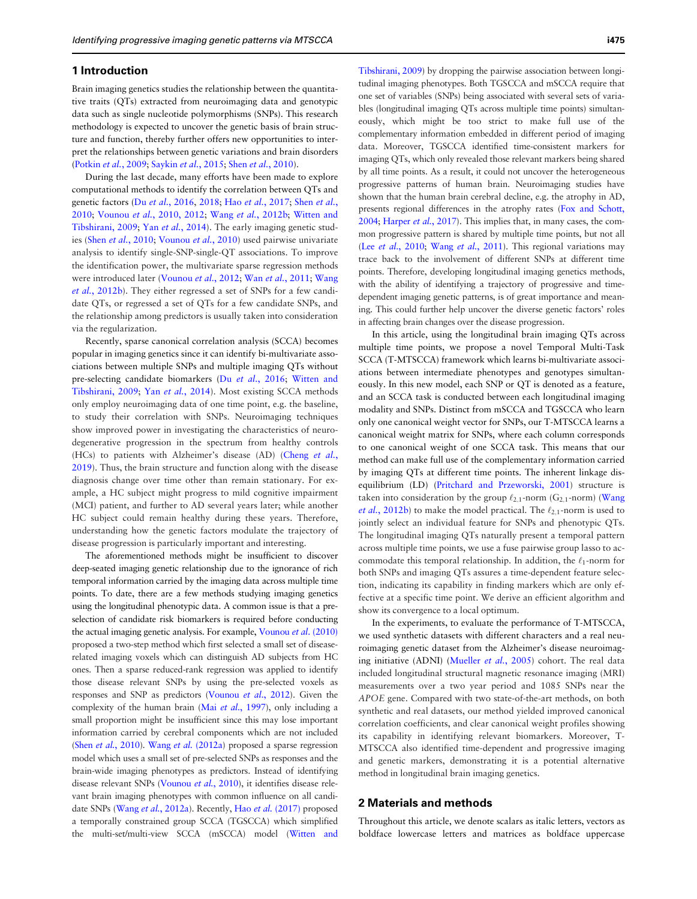## 1 Introduction

Brain imaging genetics studies the relationship between the quantitative traits (QTs) extracted from neuroimaging data and genotypic data such as single nucleotide polymorphisms (SNPs). This research methodology is expected to uncover the genetic basis of brain structure and function, thereby further offers new opportunities to interpret the relationships between genetic variations and brain disorders (Potkin *et al.*, 2009; Saykin *et al.*, 2015; Shen *et al.*, 2010).

During the last decade, many efforts have been made to explore computational methods to identify the correlation between QTs and genetic factors (Du *et al.*, 2016, 2018; Hao *et al.*, 2017; Shen *et al.*, 2010; Vounou *et al.*, 2010, 2012; Wang *et al.*, 2012b; Witten and Tibshirani, 2009; Yan *et al.*, 2014). The early imaging genetic studies (Shen *et al.*, 2010; Vounou *et al.*, 2010) used pairwise univariate analysis to identify single-SNP-single-QT associations. To improve the identification power, the multivariate sparse regression methods were introduced later (Vounou *et al.*, 2012; Wan *et al.*, 2011; Wang *et al.*, 2012b). They either regressed a set of SNPs for a few candidate QTs, or regressed a set of QTs for a few candidate SNPs, and the relationship among predictors is usually taken into consideration via the regularization.

Recently, sparse canonical correlation analysis (SCCA) becomes popular in imaging genetics since it can identify bi-multivariate associations between multiple SNPs and multiple imaging QTs without pre-selecting candidate biomarkers (Du *et al.*, 2016; Witten and Tibshirani, 2009; Yan *et al.*, 2014). Most existing SCCA methods only employ neuroimaging data of one time point, e.g. the baseline, to study their correlation with SNPs. Neuroimaging techniques show improved power in investigating the characteristics of neurodegenerative progression in the spectrum from healthy controls (HCs) to patients with Alzheimer's disease (AD) (Cheng *et al.*, 2019). Thus, the brain structure and function along with the disease diagnosis change over time other than remain stationary. For example, a HC subject might progress to mild cognitive impairment (MCI) patient, and further to AD several years later; while another HC subject could remain healthy during these years. Therefore, understanding how the genetic factors modulate the trajectory of disease progression is particularly important and interesting.

The aforementioned methods might be insufficient to discover deep-seated imaging genetic relationship due to the ignorance of rich temporal information carried by the imaging data across multiple time points. To date, there are a few methods studying imaging genetics using the longitudinal phenotypic data. A common issue is that a pre-selection of candidate risk biomarkers is required before conducting the actual imaging genetic analysis. For example, Vounou *et al.* (2010) proposed a two-step method which first selected a small set of disease-related imaging voxels which can distinguish AD subjects from HC ones. Then a sparse reduced-rank regression was applied to identify those disease relevant SNPs by using the pre-selected voxels as responses and SNP as predictors (Vounou *et al.*, 2012). Given the complexity of the human brain (Mai *et al.*, 1997), only including a small proportion might be insufficient since this may lose important information carried by cerebral components which are not included (Shen *et al.*, 2010). Wang *et al.* (2012a) proposed a sparse regression model which uses a small set of pre-selected SNPs as responses and the brain-wide imaging phenotypes as predictors. Instead of identifying disease relevant SNPs (Vounou *et al.*, 2010), it identifies disease relevant brain imaging phenotypes with common influence on all candidate SNPs (Wang *et al.*, 2012a). Recently, Hao *et al.* (2017) proposed a temporally constrained group SCCA (TGSCCA) which simplified the multi-set/multi-view SCCA (mSCCA) model (Witten and Tibshirani, 2009) by dropping the pairwise association between longitudinal imaging phenotypes. Both TGSCCA and mSCCA require that one set of variables (SNPs) being associated with several sets of variables (longitudinal imaging QTs across multiple time points) simultaneously, which might be too strict to make full use of the complementary information embedded in different period of imaging data. Moreover, TGSCCA identified time-consistent markers for imaging QTs, which only revealed those relevant markers being shared by all time points. As a result, it could not uncover the heterogeneous progressive patterns of human brain. Neuroimaging studies have shown that the human brain cerebral decline, e.g. the atrophy in AD, presents regional differences in the atrophy rates (Fox and Schott, 2004; Harper *et al.*, 2017). This implies that, in many cases, the common progressive pattern is shared by multiple time points, but not all (Lee *et al.*, 2010; Wang *et al.*, 2011). This regional variations may trace back to the involvement of different SNPs at different time points. Therefore, developing longitudinal imaging genetics methods, with the ability of identifying a trajectory of progressive and time-dependent imaging genetic patterns, is of great importance and meaning. This could further help uncover the diverse genetic factors' roles in affecting brain changes over the disease progression.

In this article, using the longitudinal brain imaging QTs across multiple time points, we propose a novel Temporal Multi-Task SCCA (T-MTSCCA) framework which learns bi-multivariate associations between intermediate phenotypes and genotypes simultaneously. In this new model, each SNP or QT is denoted as a feature, and an SCCA task is conducted between each longitudinal imaging modality and SNPs. Distinct from mSCCA and TGSCCA who learn only one canonical weight vector for SNPs, our T-MTSCCA learns a canonical weight matrix for SNPs, where each column corresponds to one canonical weight of one SCCA task. This means that our method can make full use of the complementary information carried by imaging QTs at different time points. The inherent linkage disequilibrium (LD) (Pritchard and Przeworski, 2001) structure is taken into consideration by the group $\ell_{2,1}$-norm ($G_{2,1}$-norm) (Wang *et al.*, 2012b) to make the model practical. The $\ell_{2,1}$-norm is used to jointly select an individual feature for SNPs and phenotypic QTs. The longitudinal imaging QTs naturally present a temporal pattern across multiple time points, we use a fuse pairwise group lasso to accommodate this temporal relationship. In addition, the $\ell_1$-norm for both SNPs and imaging QTs assures a time-dependent feature selection, indicating its capability in finding markers which are only effective at a specific time point. We derive an efficient algorithm and show its convergence to a local optimum.

In the experiments, to evaluate the performance of T-MTSCCA, we used synthetic datasets with different characters and a real neuroimaging genetic dataset from the Alzheimer's disease neuroimaging initiative (ADNI) (Mueller *et al.*, 2005) cohort. The real data included longitudinal structural magnetic resonance imaging (MRI) measurements over a two year period and 1085 SNPs near the *APOE* gene. Compared with two state-of-the-art methods, on both synthetic and real datasets, our method yielded improved canonical correlation coefficients, and clear canonical weight profiles showing its capability in identifying relevant biomarkers. Moreover, T-MTSCCA also identified time-dependent and progressive imaging and genetic markers, demonstrating it is a potential alternative method in longitudinal brain imaging genetics.

## 2 Materials and methods

Throughout this article, we denote scalars as italic letters, vectors as boldface lowercase letters and matrices as boldface uppercase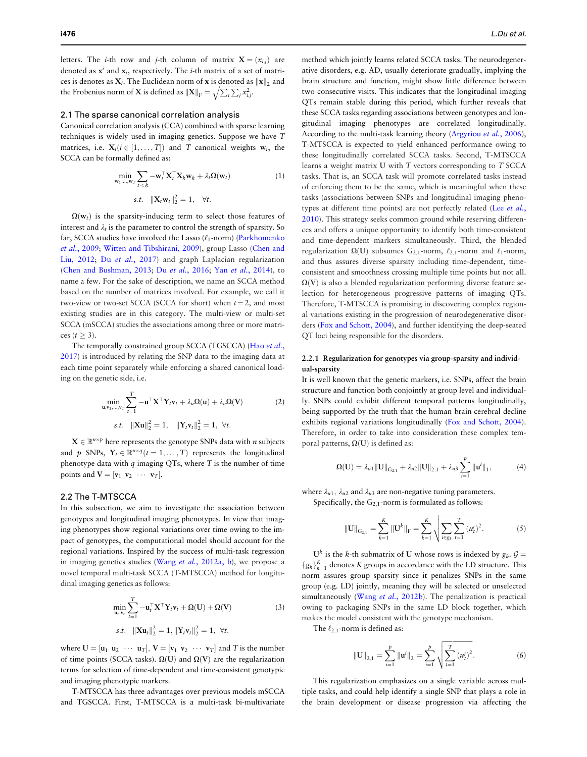letters. The $i$-th row and $j$-th column of matrix $\mathbf{X} = (x_{i,j})$ are denoted as $\mathbf{x}^i$ and $\mathbf{x}_j$, respectively. The $i$-th matrix of a set of matrices is denotes as $\mathbf{X}_i$. The Euclidean norm of $\mathbf{x}$ is denoted as $\|\mathbf{x}\|_2$ and the Frobenius norm of $\mathbf{X}$ is defined as $\|\mathbf{X}\|_{\mathrm{F}} = \sqrt{\sum_i \sum_j x_{i,j}^2}$.

## 2.1 The sparse canonical correlation analysis

Canonical correlation analysis (CCA) combined with sparse learning techniques is widely used in imaging genetics. Suppose we have $T$ matrices, i.e. $\mathbf{X}_i (i \in [1, \ldots, T])$ and $T$ canonical weights $\mathbf{w}_i$, the SCCA can be formally defined as:

$$\min_{\mathbf{w}_1,\ldots,\mathbf{w}_T} \sum_{t<k} -\mathbf{w}_t^\top \mathbf{X}_t^\top \mathbf{X}_k \mathbf{w}_k + \lambda_t \Omega(\mathbf{w}_t) \quad (1)$$
$$s.t. \quad \|\mathbf{X}_t \mathbf{w}_t\|_2^2 = 1, \quad \forall t.$$

$\Omega(\mathbf{w}_t)$ is the sparsity-inducing term to select those features of interest and $\lambda_t$ is the parameter to control the strength of sparsity. So far, SCCA studies have involved the Lasso ($\ell_1$-norm) (Parkhomenko *et al.*, 2009; Witten and Tibshirani, 2009), group Lasso (Chen and Liu, 2012; Du *et al.*, 2017) and graph Laplacian regularization (Chen and Bushman, 2013; Du *et al.*, 2016; Yan *et al.*, 2014), to name a few. For the sake of description, we name an SCCA method based on the number of matrices involved. For example, we call it two-view or two-set SCCA (SCCA for short) when $t = 2$, and most existing studies are in this category. The multi-view or multi-set SCCA (mSCCA) studies the associations among three or more matrices ($t \geq 3$).

The temporally constrained group SCCA (TGSCCA) (Hao *et al.*, 2017) is introduced by relating the SNP data to the imaging data at each time point separately while enforcing a shared canonical loading on the genetic side, i.e.

$$\min_{\mathbf{u},\mathbf{v}_1,\ldots,\mathbf{v}_T} \sum_{t=1}^{T} -\mathbf{u}^\top \mathbf{X}^\top \mathbf{Y}_t \mathbf{v}_t + \lambda_u \Omega(\mathbf{u}) + \lambda_v \Omega(\mathbf{V}) \quad (2)$$
$$s.t. \quad \|\mathbf{X}\mathbf{u}\|_2^2 = 1, \quad \|\mathbf{Y}_t \mathbf{v}_t\|_2^2 = 1, \ \forall t.$$

$\mathbf{X} \in \mathbb{R}^{n\times p}$ here represents the genotype SNPs data with $n$ subjects and $p$ SNPs, $\mathbf{Y}_t \in \mathbb{R}^{n\times q} (t = 1, \ldots, T)$ represents the longitudinal phenotype data with $q$ imaging QTs, where $T$ is the number of time points and $\mathbf{V} = [\mathbf{v}_1 \ \mathbf{v}_2 \ \cdots \ \mathbf{v}_T]$.

## 2.2 The T-MTSCCA

In this subsection, we aim to investigate the association between genotypes and longitudinal imaging phenotypes. In view that imaging phenotypes show regional variations over time owing to the impact of genotypes, the computational model should account for the regional variations. Inspired by the success of multi-task regression in imaging genetics studies (Wang *et al.*, 2012a, b), we propose a novel temporal multi-task SCCA (T-MTSCCA) method for longitudinal imaging genetics as follows:

$$\min_{\mathbf{u}_t,\mathbf{v}_t} \sum_{t=1}^{T} -\mathbf{u}_t^\top \mathbf{X}^\top \mathbf{Y}_t \mathbf{v}_t + \Omega(\mathbf{U}) + \Omega(\mathbf{V}) \quad (3)$$
$$s.t. \quad \|\mathbf{X}\mathbf{u}_t\|_2^2 = 1, \|\mathbf{Y}_t \mathbf{v}_t\|_2^2 = 1, \ \forall t,$$

where $\mathbf{U} = [\mathbf{u}_1 \ \mathbf{u}_2 \ \cdots \ \mathbf{u}_T]$, $\mathbf{V} = [\mathbf{v}_1 \ \mathbf{v}_2 \ \cdots \ \mathbf{v}_T]$ and $T$ is the number of time points (SCCA tasks). $\Omega(\mathbf{U})$ and $\Omega(\mathbf{V})$ are the regularization terms for selection of time-dependent and time-consistent genotypic and imaging phenotypic markers.

T-MTSCCA has three advantages over previous models mSCCA and TGSCCA. First, T-MTSCCA is a multi-task bi-multivariate method which jointly learns related SCCA tasks. The neurodegenerative disorders, e.g. AD, usually deteriorate gradually, implying the brain structure and function, might show little difference between two consecutive visits. This indicates that the longitudinal imaging QTs remain stable during this period, which further reveals that these SCCA tasks regarding associations between genotypes and longitudinal imaging phenotypes are correlated longitudinally. According to the multi-task learning theory (Argyriou *et al.*, 2006), T-MTSCCA is expected to yield enhanced performance owing to these longitudinally correlated SCCA tasks. Second, T-MTSCCA learns a weight matrix $\mathbf{U}$ with $T$ vectors corresponding to $T$ SCCA tasks. That is, an SCCA task will promote correlated tasks instead of enforcing them to be the same, which is meaningful when these tasks (associations between SNPs and longitudinal imaging phenotypes at different time points) are not perfectly related (Lee *et al.*, 2010). This strategy seeks common ground while reserving differences and offers a unique opportunity to identify both time-consistent and time-dependent markers simultaneously. Third, the blended regularization $\Omega(\mathbf{U})$ subsumes $\mathrm{G}_{2,1}$-norm, $\ell_{2,1}$-norm and $\ell_1$-norm, and thus assures diverse sparsity including time-dependent, time-consistent and smoothness crossing multiple time points but not all. $\Omega(\mathbf{V})$ is also a blended regularization performing diverse feature selection for heterogeneous progressive patterns of imaging QTs. Therefore, T-MTSCCA is promising in discovering complex regional variations existing in the progression of neurodegenerative disorders (Fox and Schott, 2004), and further identifying the deep-seated QT loci being responsible for the disorders.

### 2.2.1 Regularization for genotypes via group-sparsity and individual-sparsity

It is well known that the genetic markers, i.e. SNPs, affect the brain structure and function both conjointly at group level and individually. SNPs could exhibit different temporal patterns longitudinally, being supported by the truth that the human brain cerebral decline exhibits regional variations longitudinally (Fox and Schott, 2004). Therefore, in order to take into consideration these complex temporal patterns, $\Omega(\mathbf{U})$ is defined as:

$$\Omega(\mathbf{U}) = \lambda_{u1}\|\mathbf{U}\|_{\mathrm{G}_{2,1}} + \lambda_{u2}\|\mathbf{U}\|_{2,1} + \lambda_{u3}\sum_{i=1}^{p}\|\mathbf{u}^i\|_1, \quad (4)$$

where $\lambda_{u1}$, $\lambda_{u2}$ and $\lambda_{u3}$ are non-negative tuning parameters.

Specifically, the $\mathrm{G}_{2,1}$-norm is formulated as follows:

$$\|\mathbf{U}\|_{\mathrm{G}_{2,1}} = \sum_{k=1}^{K}\|\mathbf{U}^k\|_{\mathrm{F}} = \sum_{k=1}^{K}\sqrt{\sum_{i\in g_k}\sum_{t=1}^{T}(u_t^i)^2}. \quad (5)$$

$\mathbf{U}^k$ is the $k$-th submatrix of $\mathbf{U}$ whose rows is indexed by $g_k$. $\mathcal{G} = \{g_k\}_{k=1}^{K}$ denotes $K$ groups in accordance with the LD structure. This norm assures group sparsity since it penalizes SNPs in the same group (e.g. LD) jointly, meaning they will be selected or unselected simultaneously (Wang *et al.*, 2012b). The penalization is practical owing to packaging SNPs in the same LD block together, which makes the model consistent with the genotype mechanism.

The $\ell_{2,1}$-norm is defined as:

$$\|\mathbf{U}\|_{2,1} = \sum_{i=1}^{p}\|\mathbf{u}^i\|_2 = \sum_{i=1}^{p}\sqrt{\sum_{t=1}^{T}(u_t^i)^2}. \quad (6)$$

This regularization emphasizes on a single variable across multiple tasks, and could help identify a single SNP that plays a role in the brain development or disease progression via affecting the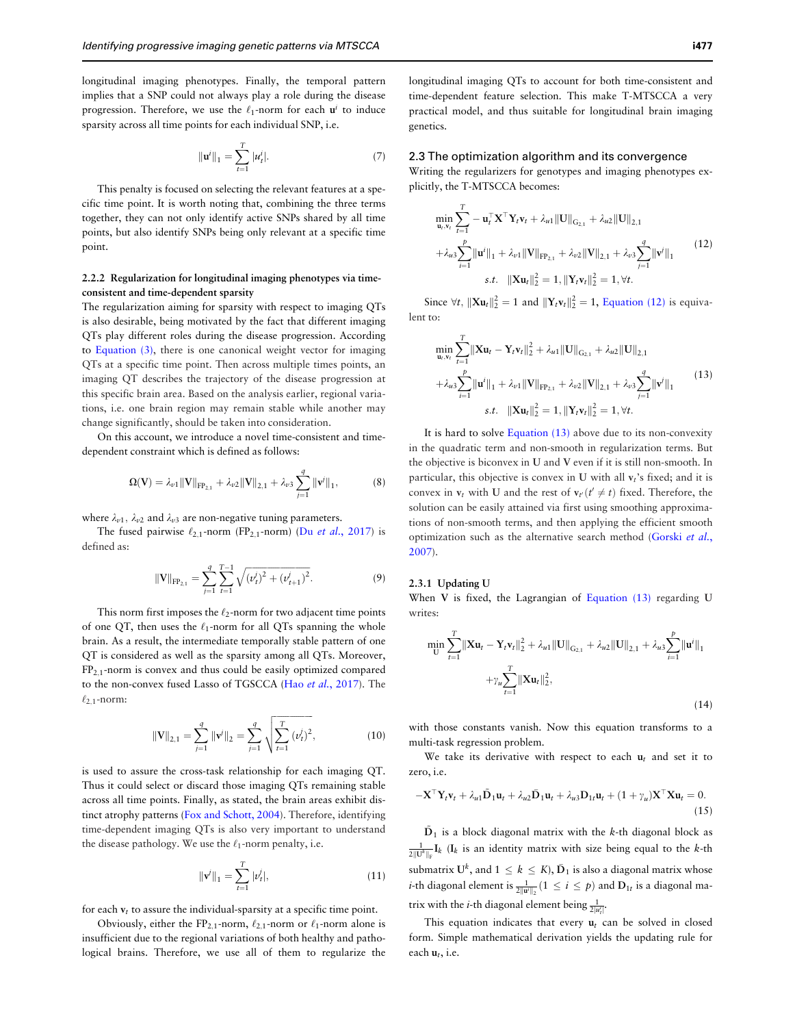longitudinal imaging phenotypes. Finally, the temporal pattern implies that a SNP could not always play a role during the disease progression. Therefore, we use the $\ell_1$-norm for each $\mathbf{u}^i$ to induce sparsity across all time points for each individual SNP, i.e.

$$\|\mathbf{u}^i\|_1 = \sum_{t=1}^{T} |u_t^i|. \tag{7}$$

This penalty is focused on selecting the relevant features at a specific time point. It is worth noting that, combining the three terms together, they can not only identify active SNPs shared by all time points, but also identify SNPs being only relevant at a specific time point.

#### 2.2.2 Regularization for longitudinal imaging phenotypes via time-consistent and time-dependent sparsity

The regularization aiming for sparsity with respect to imaging QTs is also desirable, being motivated by the fact that different imaging QTs play different roles during the disease progression. According to Equation (3), there is one canonical weight vector for imaging QTs at a specific time point. Then across multiple times points, an imaging QT describes the trajectory of the disease progression at this specific brain area. Based on the analysis earlier, regional variations, i.e. one brain region may remain stable while another may change significantly, should be taken into consideration.

On this account, we introduce a novel time-consistent and time-dependent constraint which is defined as follows:

$$\Omega(\mathbf{V}) = \lambda_{v1}\|\mathbf{V}\|_{\text{FP}_{2,1}} + \lambda_{v2}\|\mathbf{V}\|_{2,1} + \lambda_{v3}\sum_{j=1}^{q}\|\mathbf{v}^j\|_1, \tag{8}$$

where $\lambda_{v1}$, $\lambda_{v2}$ and $\lambda_{v3}$ are non-negative tuning parameters.

The fused pairwise $\ell_{2,1}$-norm (FP$_{2,1}$-norm) (Du *et al.*, 2017) is defined as:

$$\|\mathbf{V}\|_{\text{FP}_{2,1}} = \sum_{j=1}^{q}\sum_{t=1}^{T-1}\sqrt{(v_t^j)^2 + (v_{t+1}^j)^2}. \tag{9}$$

This norm first imposes the $\ell_2$-norm for two adjacent time points of one QT, then uses the $\ell_1$-norm for all QTs spanning the whole brain. As a result, the intermediate temporally stable pattern of one QT is considered as well as the sparsity among all QTs. Moreover, FP$_{2,1}$-norm is convex and thus could be easily optimized compared to the non-convex fused Lasso of TGSCCA (Hao *et al.*, 2017). The $\ell_{2,1}$-norm:

$$\|\mathbf{V}\|_{2,1} = \sum_{j=1}^{q}\|\mathbf{v}^j\|_2 = \sum_{j=1}^{q}\sqrt{\sum_{t=1}^{T}(v_t^j)^2}, \tag{10}$$

is used to assure the cross-task relationship for each imaging QT. Thus it could select or discard those imaging QTs remaining stable across all time points. Finally, as stated, the brain areas exhibit distinct atrophy patterns (Fox and Schott, 2004). Therefore, identifying time-dependent imaging QTs is also very important to understand the disease pathology. We use the $\ell_1$-norm penalty, i.e.

$$\|\mathbf{v}^j\|_1 = \sum_{t=1}^{T}|v_t^j|, \tag{11}$$

for each $\mathbf{v}_t$ to assure the individual-sparsity at a specific time point.

Obviously, either the FP$_{2,1}$-norm, $\ell_{2,1}$-norm or $\ell_1$-norm alone is insufficient due to the regional variations of both healthy and pathological brains. Therefore, we use all of them to regularize the longitudinal imaging QTs to account for both time-consistent and time-dependent feature selection. This make T-MTSCCA a very practical model, and thus suitable for longitudinal brain imaging genetics.

### 2.3 The optimization algorithm and its convergence

Writing the regularizers for genotypes and imaging phenotypes explicitly, the T-MTSCCA becomes:

$$\begin{aligned}
\min_{\mathbf{u}_t,\mathbf{v}_t} & \sum_{t=1}^{T} -\mathbf{u}_t^\top\mathbf{X}^\top\mathbf{Y}_t\mathbf{v}_t + \lambda_{u1}\|\mathbf{U}\|_{\text{G}_{2,1}} + \lambda_{u2}\|\mathbf{U}\|_{2,1} \\
& + \lambda_{u3}\sum_{i=1}^{p}\|\mathbf{u}^i\|_1 + \lambda_{v1}\|\mathbf{V}\|_{\text{FP}_{2,1}} + \lambda_{v2}\|\mathbf{V}\|_{2,1} + \lambda_{v3}\sum_{j=1}^{q}\|\mathbf{v}^j\|_1 \\
& s.t. \quad \|\mathbf{X}\mathbf{u}_t\|_2^2 = 1, \|\mathbf{Y}_t\mathbf{v}_t\|_2^2 = 1, \forall t.
\end{aligned} \tag{12}$$

Since $\forall t$, $\|\mathbf{X}\mathbf{u}_t\|_2^2 = 1$ and $\|\mathbf{Y}_t\mathbf{v}_t\|_2^2 = 1$, Equation (12) is equivalent to:

$$\begin{aligned}
\min_{\mathbf{u}_t,\mathbf{v}_t} & \sum_{t=1}^{T}\|\mathbf{X}\mathbf{u}_t - \mathbf{Y}_t\mathbf{v}_t\|_2^2 + \lambda_{u1}\|\mathbf{U}\|_{\text{G}_{2,1}} + \lambda_{u2}\|\mathbf{U}\|_{2,1} \\
& + \lambda_{u3}\sum_{i=1}^{p}\|\mathbf{u}^i\|_1 + \lambda_{v1}\|\mathbf{V}\|_{\text{FP}_{2,1}} + \lambda_{v2}\|\mathbf{V}\|_{2,1} + \lambda_{v3}\sum_{j=1}^{q}\|\mathbf{v}^j\|_1 \\
& s.t. \quad \|\mathbf{X}\mathbf{u}_t\|_2^2 = 1, \|\mathbf{Y}_t\mathbf{v}_t\|_2^2 = 1, \forall t.
\end{aligned} \tag{13}$$

It is hard to solve Equation (13) above due to its non-convexity in the quadratic term and non-smooth in regularization terms. But the objective is biconvex in $\mathbf{U}$ and $\mathbf{V}$ even if it is still non-smooth. In particular, this objective is convex in $\mathbf{U}$ with all $\mathbf{v}_t$'s fixed; and it is convex in $\mathbf{v}_t$ with $\mathbf{U}$ and the rest of $\mathbf{v}_{t'}(t' \neq t)$ fixed. Therefore, the solution can be easily attained via first using smoothing approximations of non-smooth terms, and then applying the efficient smooth optimization such as the alternative search method (Gorski *et al.*, 2007).

#### 2.3.1 Updating U

When $\mathbf{V}$ is fixed, the Lagrangian of Equation (13) regarding $\mathbf{U}$ writes:

$$\begin{aligned}
\min_{\mathbf{U}} & \sum_{t=1}^{T}\|\mathbf{X}\mathbf{u}_t - \mathbf{Y}_t\mathbf{v}_t\|_2^2 + \lambda_{u1}\|\mathbf{U}\|_{\text{G}_{2,1}} + \lambda_{u2}\|\mathbf{U}\|_{2,1} + \lambda_{u3}\sum_{i=1}^{p}\|\mathbf{u}^i\|_1 \\
& + \gamma_u\sum_{t=1}^{T}\|\mathbf{X}\mathbf{u}_t\|_2^2,
\end{aligned} \tag{14}$$

with those constants vanish. Now this equation transforms to a multi-task regression problem.

We take its derivative with respect to each $\mathbf{u}_t$ and set it to zero, i.e.

$$-\mathbf{X}^\top\mathbf{Y}_t\mathbf{v}_t + \lambda_{u1}\tilde{\mathbf{D}}_1\mathbf{u}_t + \lambda_{u2}\bar{\mathbf{D}}_1\mathbf{u}_t + \lambda_{u3}\mathbf{D}_{1t}\mathbf{u}_t + (1+\gamma_u)\mathbf{X}^\top\mathbf{X}\mathbf{u}_t = 0. \tag{15}$$

$\tilde{\mathbf{D}}_1$ is a block diagonal matrix with the $k$-th diagonal block as $\frac{1}{2\|\mathbf{U}^k\|_F}\mathbf{I}_k$ ($\mathbf{I}_k$ is an identity matrix with size being equal to the $k$-th submatrix $\mathbf{U}^k$, and $1 \le k \le K$), $\bar{\mathbf{D}}_1$ is also a diagonal matrix whose $i$-th diagonal element is $\frac{1}{2\|\mathbf{u}^i\|_2}(1 \le i \le p)$ and $\mathbf{D}_{1t}$ is a diagonal matrix with the $i$-th diagonal element being $\frac{1}{2|u_t^i|}$.

This equation indicates that every $\mathbf{u}_t$ can be solved in closed form. Simple mathematical derivation yields the updating rule for each $\mathbf{u}_t$, i.e.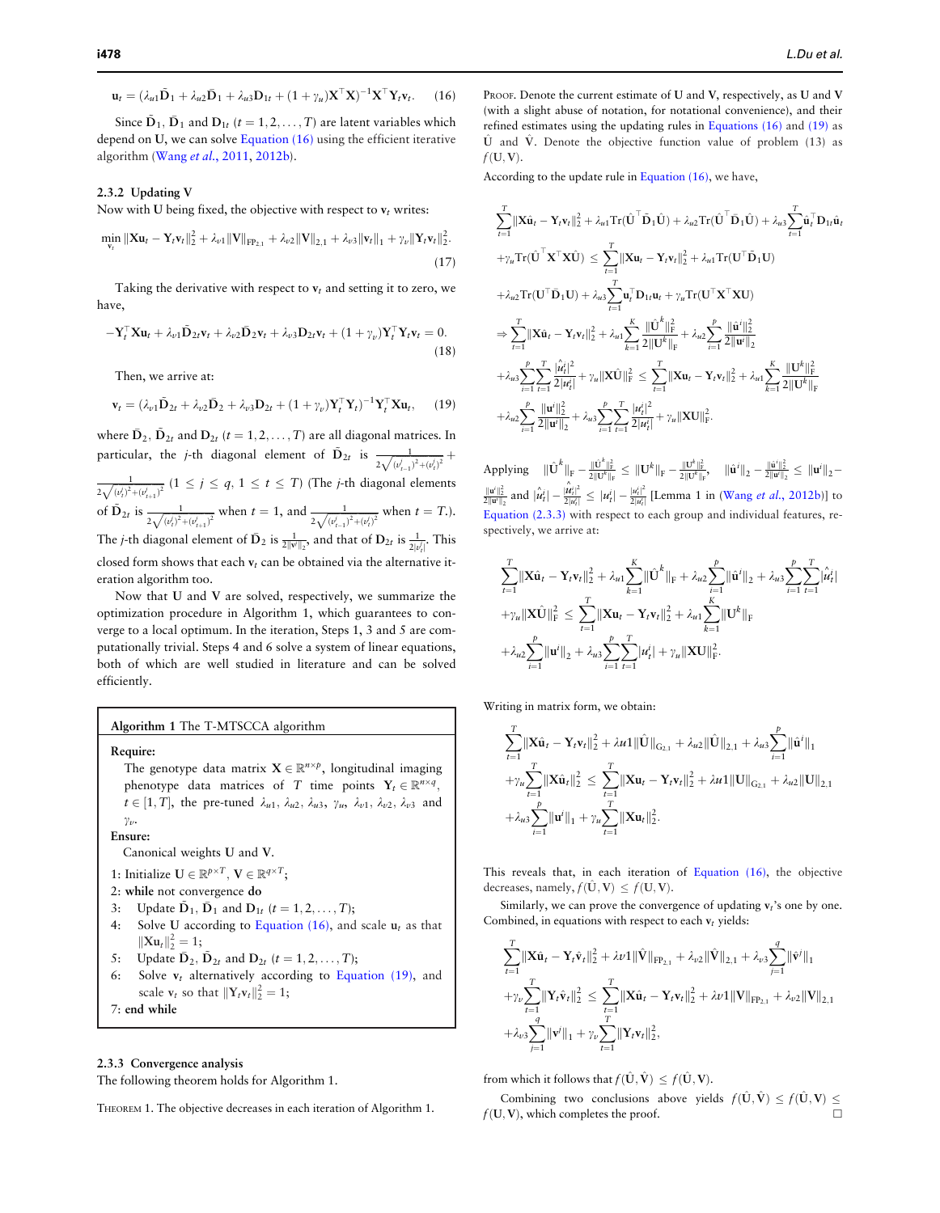$$\mathbf{u}_t = (\lambda_{u1}\tilde{\mathbf{D}}_1 + \lambda_{u2}\bar{\mathbf{D}}_1 + \lambda_{u3}\mathbf{D}_{1t} + (1+\gamma_u)\mathbf{X}^\top\mathbf{X})^{-1}\mathbf{X}^\top\mathbf{Y}_t\mathbf{v}_t. \quad (16)$$

Since $\tilde{\mathbf{D}}_1$, $\bar{\mathbf{D}}_1$ and $\mathbf{D}_{1t}$ $(t = 1, 2, \ldots, T)$ are latent variables which depend on $\mathbf{U}$, we can solve Equation (16) using the efficient iterative algorithm (Wang *et al.*, 2011, 2012b).

### 2.3.2 Updating V

Now with $\mathbf{U}$ being fixed, the objective with respect to $\mathbf{v}_t$ writes:

$$\min_{\mathbf{v}_t} \|\mathbf{X}\mathbf{u}_t - \mathbf{Y}_t\mathbf{v}_t\|_2^2 + \lambda_{v1}\|\mathbf{V}\|_{\mathrm{FP}_{2,1}} + \lambda_{v2}\|\mathbf{V}\|_{2,1} + \lambda_{v3}\|\mathbf{v}_t\|_1 + \gamma_v\|\mathbf{Y}_t\mathbf{v}_t\|_2^2. \quad (17)$$

Taking the derivative with respect to $\mathbf{v}_t$ and setting it to zero, we have,

$$-\mathbf{Y}_t^\top\mathbf{X}\mathbf{u}_t + \lambda_{v1}\tilde{\mathbf{D}}_{2t}\mathbf{v}_t + \lambda_{v2}\bar{\mathbf{D}}_2\mathbf{v}_t + \lambda_{v3}\mathbf{D}_{2t}\mathbf{v}_t + (1+\gamma_v)\mathbf{Y}_t^\top\mathbf{Y}_t\mathbf{v}_t = 0. \quad (18)$$

Then, we arrive at:

$$\mathbf{v}_t = (\lambda_{v1}\tilde{\mathbf{D}}_{2t} + \lambda_{v2}\bar{\mathbf{D}}_2 + \lambda_{v3}\mathbf{D}_{2t} + (1+\gamma_v)\mathbf{Y}_t^\top\mathbf{Y}_t)^{-1}\mathbf{Y}_t^\top\mathbf{X}\mathbf{u}_t, \quad (19)$$

where $\bar{\mathbf{D}}_2$, $\tilde{\mathbf{D}}_{2t}$ and $\mathbf{D}_{2t}$ $(t = 1, 2, \ldots, T)$ are all diagonal matrices. In particular, the $j$-th diagonal element of $\tilde{\mathbf{D}}_{2t}$ is $\frac{1}{2\sqrt{(v_{t-1}^j)^2+(v_t^j)^2}} + \frac{1}{2\sqrt{(v_t^j)^2+(v_{t+1}^j)^2}}$ $(1 \le j \le q,\ 1 \le t \le T)$ (The $j$-th diagonal elements of $\tilde{\mathbf{D}}_{2t}$ is $\frac{1}{2\sqrt{(v_t^j)^2+(v_{t+1}^j)^2}}$ when $t = 1$, and $\frac{1}{2\sqrt{(v_{t-1}^j)^2+(v_t^j)^2}}$ when $t = T$.). The $j$-th diagonal element of $\bar{\mathbf{D}}_2$ is $\frac{1}{2\|\mathbf{v}^j\|_2}$, and that of $\mathbf{D}_{2t}$ is $\frac{1}{2|v_t^j|}$. This closed form shows that each $\mathbf{v}_t$ can be obtained via the alternative iteration algorithm too.

Now that $\mathbf{U}$ and $\mathbf{V}$ are solved, respectively, we summarize the optimization procedure in Algorithm 1, which guarantees to converge to a local optimum. In the iteration, Steps 1, 3 and 5 are computationally trivial. Steps 4 and 6 solve a system of linear equations, both of which are well studied in literature and can be solved efficiently.

**Algorithm 1** The T-MTSCCA algorithm

**Require:**
The genotype data matrix $\mathbf{X} \in \mathbb{R}^{n\times p}$, longitudinal imaging phenotype data matrices of $T$ time points $\mathbf{Y}_t \in \mathbb{R}^{n\times q}$, $t \in [1, T]$, the pre-tuned $\lambda_{u1}$, $\lambda_{u2}$, $\lambda_{u3}$, $\gamma_u$, $\lambda_{v1}$, $\lambda_{v2}$, $\lambda_{v3}$ and $\gamma_v$.

**Ensure:**
Canonical weights $\mathbf{U}$ and $\mathbf{V}$.

1: Initialize $\mathbf{U} \in \mathbb{R}^{p\times T}$, $\mathbf{V} \in \mathbb{R}^{q\times T}$;
2: **while** not convergence **do**
3: Update $\tilde{\mathbf{D}}_1$, $\bar{\mathbf{D}}_1$ and $\mathbf{D}_{1t}$ $(t = 1, 2, \ldots, T)$;
4: Solve $\mathbf{U}$ according to Equation (16), and scale $\mathbf{u}_t$ as that $\|\mathbf{X}\mathbf{u}_t\|_2^2 = 1$;
5: Update $\bar{\mathbf{D}}_2$, $\tilde{\mathbf{D}}_{2t}$ and $\mathbf{D}_{2t}$ $(t = 1, 2, \ldots, T)$;
6: Solve $\mathbf{v}_t$ alternatively according to Equation (19), and scale $\mathbf{v}_t$ so that $\|\mathbf{Y}_t\mathbf{v}_t\|_2^2 = 1$;
7: **end while**

### 2.3.3 Convergence analysis

The following theorem holds for Algorithm 1.

THEOREM 1. The objective decreases in each iteration of Algorithm 1.

PROOF. Denote the current estimate of $\mathbf{U}$ and $\mathbf{V}$, respectively, as $\mathbf{U}$ and $\mathbf{V}$ (with a slight abuse of notation, for notational convenience), and their refined estimates using the updating rules in Equations (16) and (19) as $\hat{\mathbf{U}}$ and $\hat{\mathbf{V}}$. Denote the objective function value of problem (13) as $f(\mathbf{U}, \mathbf{V})$.

According to the update rule in Equation (16), we have,

$$\begin{aligned}
&\sum_{t=1}^{T}\|\mathbf{X}\hat{\mathbf{u}}_t - \mathbf{Y}_t\mathbf{v}_t\|_2^2 + \lambda_{u1}\mathrm{Tr}(\hat{\mathbf{U}}^\top\tilde{\mathbf{D}}_1\hat{\mathbf{U}}) + \lambda_{u2}\mathrm{Tr}(\hat{\mathbf{U}}^\top\bar{\mathbf{D}}_1\hat{\mathbf{U}}) + \lambda_{u3}\sum_{t=1}^{T}\hat{\mathbf{u}}_t^\top\mathbf{D}_{1t}\hat{\mathbf{u}}_t \\
&+\gamma_u\mathrm{Tr}(\hat{\mathbf{U}}^\top\mathbf{X}^\top\mathbf{X}\hat{\mathbf{U}}) \le \sum_{t=1}^{T}\|\mathbf{X}\mathbf{u}_t - \mathbf{Y}_t\mathbf{v}_t\|_2^2 + \lambda_{u1}\mathrm{Tr}(\mathbf{U}^\top\tilde{\mathbf{D}}_1\mathbf{U}) \\
&+\lambda_{u2}\mathrm{Tr}(\mathbf{U}^\top\bar{\mathbf{D}}_1\mathbf{U}) + \lambda_{u3}\sum_{t=1}^{T}\mathbf{u}_t^\top\mathbf{D}_{1t}\mathbf{u}_t + \gamma_u\mathrm{Tr}(\mathbf{U}^\top\mathbf{X}^\top\mathbf{X}\mathbf{U}) \\
&\Rightarrow \sum_{t=1}^{T}\|\mathbf{X}\hat{\mathbf{u}}_t - \mathbf{Y}_t\mathbf{v}_t\|_2^2 + \lambda_{u1}\sum_{k=1}^{K}\frac{\|\hat{\mathbf{U}}^k\|_{\mathrm{F}}^2}{2\|\mathbf{U}^k\|_{\mathrm{F}}} + \lambda_{u2}\sum_{i=1}^{p}\frac{\|\hat{\mathbf{u}}^i\|_2^2}{2\|\mathbf{u}^i\|_2} \\
&+\lambda_{u3}\sum_{i=1}^{p}\sum_{t=1}^{T}\frac{|\hat{u}_t^i|^2}{2|u_t^i|} + \gamma_u\|\mathbf{X}\hat{\mathbf{U}}\|_{\mathrm{F}}^2 \le \sum_{t=1}^{T}\|\mathbf{X}\mathbf{u}_t - \mathbf{Y}_t\mathbf{v}_t\|_2^2 + \lambda_{u1}\sum_{k=1}^{K}\frac{\|\mathbf{U}^k\|_{\mathrm{F}}^2}{2\|\mathbf{U}^k\|_{\mathrm{F}}} \\
&+\lambda_{u2}\sum_{i=1}^{p}\frac{\|\mathbf{u}^i\|_2^2}{2\|\mathbf{u}^i\|_2} + \lambda_{u3}\sum_{i=1}^{p}\sum_{t=1}^{T}\frac{|u_t^i|^2}{2|u_t^i|} + \gamma_u\|\mathbf{X}\mathbf{U}\|_{\mathrm{F}}^2.
\end{aligned}$$

Applying $\|\hat{\mathbf{U}}^k\|_{\mathrm{F}} - \frac{\|\hat{\mathbf{U}}^k\|_{\mathrm{F}}^2}{2\|\mathbf{U}^k\|_{\mathrm{F}}} \le \|\mathbf{U}^k\|_{\mathrm{F}} - \frac{\|\mathbf{U}^k\|_{\mathrm{F}}^2}{2\|\mathbf{U}^k\|_{\mathrm{F}}}$, $\|\hat{\mathbf{u}}^i\|_2 - \frac{\|\hat{\mathbf{u}}^i\|_2^2}{2\|\mathbf{u}^i\|_2} \le \|\mathbf{u}^i\|_2 - \frac{\|\mathbf{u}^i\|_2^2}{2\|\mathbf{u}^i\|_2}$ and $|\hat{u}_t^i| - \frac{|\hat{u}_t^i|^2}{2|u_t^i|} \le |u_t^i| - \frac{|u_t^i|^2}{2|u_t^i|}$ [Lemma 1 in (Wang *et al.*, 2012b)] to Equation (2.3.3) with respect to each group and individual features, respectively, we arrive at:

$$\begin{aligned}
&\sum_{t=1}^{T}\|\mathbf{X}\hat{\mathbf{u}}_t - \mathbf{Y}_t\mathbf{v}_t\|_2^2 + \lambda_{u1}\sum_{k=1}^{K}\|\hat{\mathbf{U}}^k\|_{\mathrm{F}} + \lambda_{u2}\sum_{i=1}^{p}\|\hat{\mathbf{u}}^i\|_2 + \lambda_{u3}\sum_{i=1}^{p}\sum_{t=1}^{T}|\hat{u}_t^i| \\
&+\gamma_u\|\mathbf{X}\hat{\mathbf{U}}\|_{\mathrm{F}}^2 \le \sum_{t=1}^{T}\|\mathbf{X}\mathbf{u}_t - \mathbf{Y}_t\mathbf{v}_t\|_2^2 + \lambda_{u1}\sum_{k=1}^{K}\|\mathbf{U}^k\|_{\mathrm{F}} \\
&+\lambda_{u2}\sum_{i=1}^{p}\|\mathbf{u}^i\|_2 + \lambda_{u3}\sum_{i=1}^{p}\sum_{t=1}^{T}|u_t^i| + \gamma_u\|\mathbf{X}\mathbf{U}\|_{\mathrm{F}}^2.
\end{aligned}$$

Writing in matrix form, we obtain:

$$\begin{aligned}
&\sum_{t=1}^{T}\|\mathbf{X}\hat{\mathbf{u}}_t - \mathbf{Y}_t\mathbf{v}_t\|_2^2 + \lambda u1\|\hat{\mathbf{U}}\|_{\mathrm{G}_{2,1}} + \lambda_{u2}\|\hat{\mathbf{U}}\|_{2,1} + \lambda_{u3}\sum_{i=1}^{p}\|\hat{\mathbf{u}}^i\|_1 \\
&+\gamma_u\sum_{t=1}^{T}\|\mathbf{X}\hat{\mathbf{u}}_t\|_2^2 \le \sum_{t=1}^{T}\|\mathbf{X}\mathbf{u}_t - \mathbf{Y}_t\mathbf{v}_t\|_2^2 + \lambda u1\|\mathbf{U}\|_{\mathrm{G}_{2,1}} + \lambda_{u2}\|\mathbf{U}\|_{2,1} \\
&+\lambda_{u3}\sum_{i=1}^{p}\|\mathbf{u}^i\|_1 + \gamma_u\sum_{t=1}^{T}\|\mathbf{X}\mathbf{u}_t\|_2^2.
\end{aligned}$$

This reveals that, in each iteration of Equation (16), the objective decreases, namely, $f(\hat{\mathbf{U}}, \mathbf{V}) \le f(\mathbf{U}, \mathbf{V})$.

Similarly, we can prove the convergence of updating $\mathbf{v}_t$'s one by one. Combined, in equations with respect to each $\mathbf{v}_t$ yields:

$$\begin{aligned}
&\sum_{t=1}^{T}\|\mathbf{X}\hat{\mathbf{u}}_t - \mathbf{Y}_t\hat{\mathbf{v}}_t\|_2^2 + \lambda v1\|\hat{\mathbf{V}}\|_{\mathrm{FP}_{2,1}} + \lambda_{v2}\|\hat{\mathbf{V}}\|_{2,1} + \lambda_{v3}\sum_{j=1}^{q}\|\hat{\mathbf{v}}^j\|_1 \\
&+\gamma_v\sum_{t=1}^{T}\|\mathbf{Y}_t\hat{\mathbf{v}}_t\|_2^2 \le \sum_{t=1}^{T}\|\mathbf{X}\hat{\mathbf{u}}_t - \mathbf{Y}_t\mathbf{v}_t\|_2^2 + \lambda v1\|\mathbf{V}\|_{\mathrm{FP}_{2,1}} + \lambda_{v2}\|\mathbf{V}\|_{2,1} \\
&+\lambda_{v3}\sum_{j=1}^{q}\|\mathbf{v}^j\|_1 + \gamma_v\sum_{t=1}^{T}\|\mathbf{Y}_t\mathbf{v}_t\|_2^2,
\end{aligned}$$

from which it follows that $f(\hat{\mathbf{U}}, \hat{\mathbf{V}}) \le f(\hat{\mathbf{U}}, \mathbf{V})$.

Combining two conclusions above yields $f(\hat{\mathbf{U}}, \hat{\mathbf{V}}) \le f(\hat{\mathbf{U}}, \mathbf{V}) \le f(\mathbf{U}, \mathbf{V})$, which completes the proof. □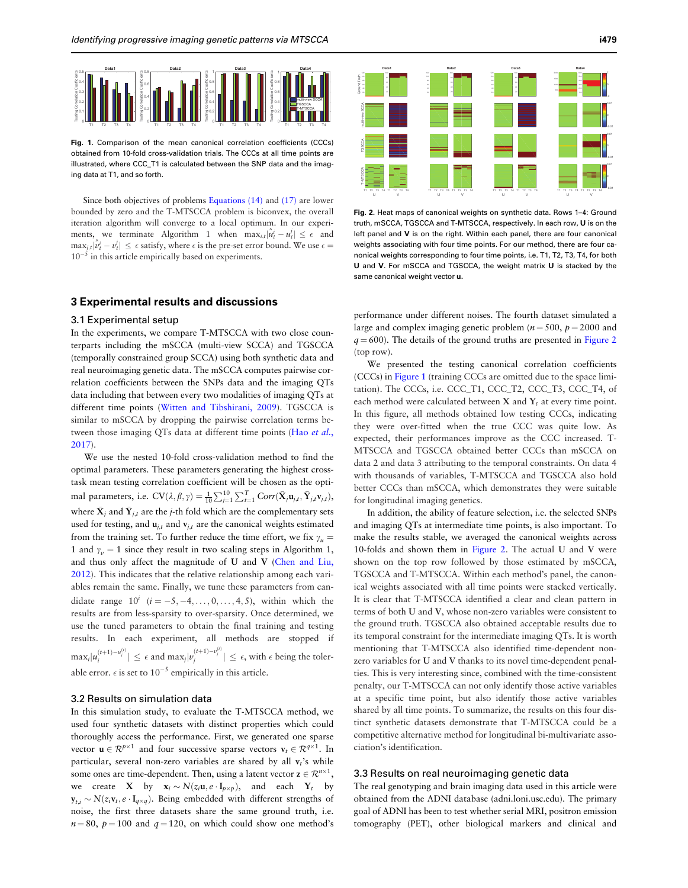Fig. 1. Comparison of the mean canonical correlation coefficients (CCCs) obtained from 10-fold cross-validation trials. The CCCs at all time points are illustrated, where CCC_T1 is calculated between the SNP data and the imaging data at T1, and so forth.

Since both objectives of problems Equations (14) and (17) are lower bounded by zero and the T-MTSCCA problem is biconvex, the overall iteration algorithm will converge to a local optimum. In our experiments, we terminate Algorithm 1 when $\max_{i,t}|\hat{u}_i^t - u_i^t| \le \epsilon$ and $\max_{j,t}|\hat{v}_j^t - v_j^t| \le \epsilon$ satisfy, where $\epsilon$ is the pre-set error bound. We use $\epsilon = 10^{-5}$ in this article empirically based on experiments.

Fig. 2. Heat maps of canonical weights on synthetic data. Rows 1–4: Ground truth, mSCCA, TGSCCA and T-MTSCCA, respectively. In each row, **U** is on the left panel and **V** is on the right. Within each panel, there are four canonical weights associating with four time points. For our method, there are four canonical weights corresponding to four time points, i.e. T1, T2, T3, T4, for both **U** and **V**. For mSCCA and TGSCCA, the weight matrix **U** is stacked by the same canonical weight vector **u**.

# 3 Experimental results and discussions

## 3.1 Experimental setup

In the experiments, we compare T-MTSCCA with two close counterparts including the mSCCA (multi-view SCCA) and TGSCCA (temporally constrained group SCCA) using both synthetic data and real neuroimaging genetic data. The mSCCA computes pairwise correlation coefficients between the SNPs data and the imaging QTs data including that between every two modalities of imaging QTs at different time points (Witten and Tibshirani, 2009). TGSCCA is similar to mSCCA by dropping the pairwise correlation terms between those imaging QTs data at different time points (Hao *et al.*, 2017).

We use the nested 10-fold cross-validation method to find the optimal parameters. These parameters generating the highest cross-task mean testing correlation coefficient will be chosen as the optimal parameters, i.e. $\mathrm{CV}(\lambda, \beta, \gamma) = \frac{1}{10}\sum_{j=1}^{10}\sum_{t=1}^{T} Corr(\bar{\mathbf{X}}_j\mathbf{u}_{j,t}, \bar{\mathbf{Y}}_{j,t}\mathbf{v}_{j,t})$, where $\bar{\mathbf{X}}_j$ and $\bar{\mathbf{Y}}_{j,t}$ are the $j$-th fold which are the complementary sets used for testing, and $\mathbf{u}_{j,t}$ and $\mathbf{v}_{j,t}$ are the canonical weights estimated from the training set. To further reduce the time effort, we fix $\gamma_u = 1$ and $\gamma_v = 1$ since they result in two scaling steps in Algorithm 1, and thus only affect the magnitude of **U** and **V** (Chen and Liu, 2012). This indicates that the relative relationship among each variables remain the same. Finally, we tune these parameters from candidate range $10^i$ $(i = -5, -4, \ldots, 0, \ldots, 4, 5)$, within which the results are from less-sparsity to over-sparsity. Once determined, we use the tuned parameters to obtain the final training and testing results. In each experiment, all methods are stopped if $\max_i|u_i^{(t+1)-u_i^{(t)}}| \le \epsilon$ and $\max_j|v_j^{(t+1)-v_j^{(t)}}| \le \epsilon$, with $\epsilon$ being the tolerable error. $\epsilon$ is set to $10^{-5}$ empirically in this article.

## 3.2 Results on simulation data

In this simulation study, to evaluate the T-MTSCCA method, we used four synthetic datasets with distinct properties which could thoroughly access the performance. First, we generated one sparse vector $\mathbf{u} \in \mathcal{R}^{p\times 1}$ and four successive sparse vectors $\mathbf{v}_t \in \mathcal{R}^{q\times 1}$. In particular, several non-zero variables are shared by all $\mathbf{v}_t$'s while some ones are time-dependent. Then, using a latent vector $\mathbf{z} \in \mathcal{R}^{n\times 1}$, we create $\mathbf{X}$ by $\mathbf{x}_i \sim N(z_i\mathbf{u}, e\cdot\mathbf{I}_{p\times p})$, and each $\mathbf{Y}_t$ by $\mathbf{y}_{t,i} \sim N(z_i\mathbf{v}_t, e\cdot\mathbf{I}_{q\times q})$. Being embedded with different strengths of noise, the first three datasets share the same ground truth, i.e. $n = 80$, $p = 100$ and $q = 120$, on which could show one method's performance under different noises. The fourth dataset simulated a large and complex imaging genetic problem ($n = 500$, $p = 2000$ and $q = 600$). The details of the ground truths are presented in Figure 2 (top row).

We presented the testing canonical correlation coefficients (CCCs) in Figure 1 (training CCCs are omitted due to the space limitation). The CCCs, i.e. CCC_T1, CCC_T2, CCC_T3, CCC_T4, of each method were calculated between **X** and $\mathbf{Y}_t$ at every time point. In this figure, all methods obtained low testing CCCs, indicating they were over-fitted when the true CCC was quite low. As expected, their performances improve as the CCC increased. T-MTSCCA and TGSCCA obtained better CCCs than mSCCA on data 2 and data 3 attributing to the temporal constraints. On data 4 with thousands of variables, T-MTSCCA and TGSCCA also hold better CCCs than mSCCA, which demonstrates they were suitable for longitudinal imaging genetics.

In addition, the ability of feature selection, i.e. the selected SNPs and imaging QTs at intermediate time points, is also important. To make the results stable, we averaged the canonical weights across 10-folds and shown them in Figure 2. The actual **U** and **V** were shown on the top row followed by those estimated by mSCCA, TGSCCA and T-MTSCCA. Within each method's panel, the canonical weights associated with all time points were stacked vertically. It is clear that T-MTSCCA identified a clear and clean pattern in terms of both **U** and **V**, whose non-zero variables were consistent to the ground truth. TGSCCA also obtained acceptable results due to its temporal constraint for the intermediate imaging QTs. It is worth mentioning that T-MTSCCA also identified time-dependent non-zero variables for **U** and **V** thanks to its novel time-dependent penalties. This is very interesting since, combined with the time-consistent penalty, our T-MTSCCA can not only identify those active variables at a specific time point, but also identify those active variables shared by all time points. To summarize, the results on this four distinct synthetic datasets demonstrate that T-MTSCCA could be a competitive alternative method for longitudinal bi-multivariate association's identification.

## 3.3 Results on real neuroimaging genetic data

The real genotyping and brain imaging data used in this article were obtained from the ADNI database (adni.loni.usc.edu). The primary goal of ADNI has been to test whether serial MRI, positron emission tomography (PET), other biological markers and clinical and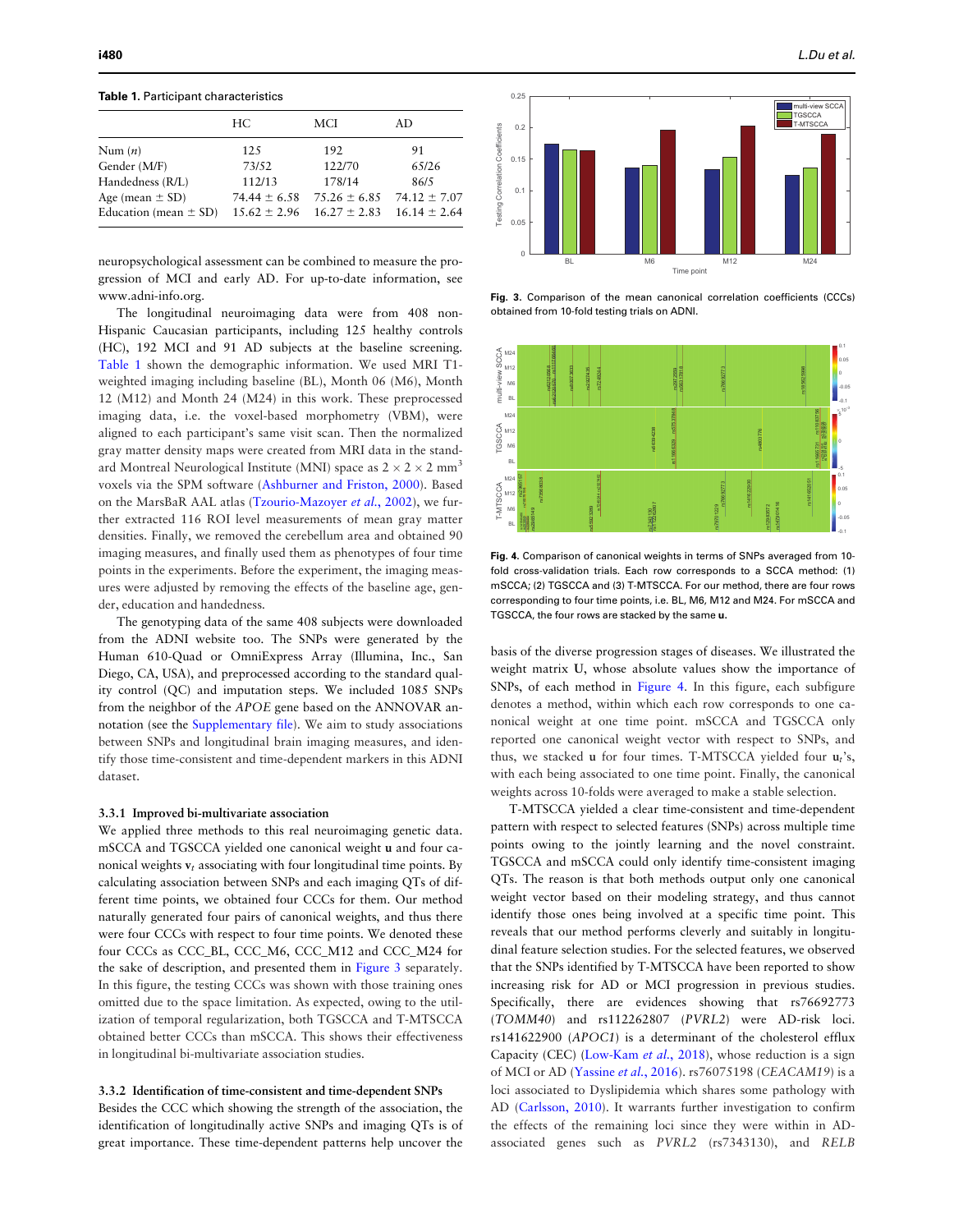**Table 1.** Participant characteristics

| | HC | MCI | AD |
|---|---|---|---|
| Num (*n*) | 125 | 192 | 91 |
| Gender (M/F) | 73/52 | 122/70 | 65/26 |
| Handedness (R/L) | 112/13 | 178/14 | 86/5 |
| Age (mean ± SD) | 74.44 ± 6.58 | 75.26 ± 6.85 | 74.12 ± 7.07 |
| Education (mean ± SD) | 15.62 ± 2.96 | 16.27 ± 2.83 | 16.14 ± 2.64 |

neuropsychological assessment can be combined to measure the progression of MCI and early AD. For up-to-date information, see www.adni-info.org.

The longitudinal neuroimaging data were from 408 non-Hispanic Caucasian participants, including 125 healthy controls (HC), 192 MCI and 91 AD subjects at the baseline screening. Table 1 shown the demographic information. We used MRI T1-weighted imaging including baseline (BL), Month 06 (M6), Month 12 (M12) and Month 24 (M24) in this work. These preprocessed imaging data, i.e. the voxel-based morphometry (VBM), were aligned to each participant's same visit scan. Then the normalized gray matter density maps were created from MRI data in the standard Montreal Neurological Institute (MNI) space as $2 \times 2 \times 2$ mm$^3$ voxels via the SPM software (Ashburner and Friston, 2000). Based on the MarsBaR AAL atlas (Tzourio-Mazoyer *et al.*, 2002), we further extracted 116 ROI level measurements of mean gray matter densities. Finally, we removed the cerebellum area and obtained 90 imaging measures, and finally used them as phenotypes of four time points in the experiments. Before the experiment, the imaging measures were adjusted by removing the effects of the baseline age, gender, education and handedness.

The genotyping data of the same 408 subjects were downloaded from the ADNI website too. The SNPs were generated by the Human 610-Quad or OmniExpress Array (Illumina, Inc., San Diego, CA, USA), and preprocessed according to the standard quality control (QC) and imputation steps. We included 1085 SNPs from the neighbor of the *APOE* gene based on the ANNOVAR annotation (see the Supplementary file). We aim to study associations between SNPs and longitudinal brain imaging measures, and identify those time-consistent and time-dependent markers in this ADNI dataset.

### 3.3.1 Improved bi-multivariate association

We applied three methods to this real neuroimaging genetic data. mSCCA and TGSCCA yielded one canonical weight **u** and four canonical weights $\mathbf{v}_t$ associating with four longitudinal time points. By calculating association between SNPs and each imaging QTs of different time points, we obtained four CCCs for them. Our method naturally generated four pairs of canonical weights, and thus there were four CCCs with respect to four time points. We denoted these four CCCs as CCC_BL, CCC_M6, CCC_M12 and CCC_M24 for the sake of description, and presented them in Figure 3 separately. In this figure, the testing CCCs was shown with those training ones omitted due to the space limitation. As expected, owing to the utilization of temporal regularization, both TGSCCA and T-MTSCCA obtained better CCCs than mSCCA. This shows their effectiveness in longitudinal bi-multivariate association studies.

### 3.3.2 Identification of time-consistent and time-dependent SNPs

Besides the CCC which showing the strength of the association, the identification of longitudinally active SNPs and imaging QTs is of great importance. These time-dependent patterns help uncover the basis of the diverse progression stages of diseases. We illustrated the weight matrix **U**, whose absolute values show the importance of SNPs, of each method in Figure 4. In this figure, each subfigure denotes a method, within which each row corresponds to one canonical weight at one time point. mSCCA and TGSCCA only reported one canonical weight vector with respect to SNPs, and thus, we stacked **u** for four times. T-MTSCCA yielded four $\mathbf{u}_t$'s, with each being associated to one time point. Finally, the canonical weights across 10-folds were averaged to make a stable selection.

**Fig. 3.** Comparison of the mean canonical correlation coefficients (CCCs) obtained from 10-fold testing trials on ADNI.

**Fig. 4.** Comparison of canonical weights in terms of SNPs averaged from 10-fold cross-validation trials. Each row corresponds to a SCCA method: (1) mSCCA; (2) TGSCCA and (3) T-MTSCCA. For our method, there are four rows corresponding to four time points, i.e. BL, M6, M12 and M24. For mSCCA and TGSCCA, the four rows are stacked by the same **u**.

T-MTSCCA yielded a clear time-consistent and time-dependent pattern with respect to selected features (SNPs) across multiple time points owing to the jointly learning and the novel constraint. TGSCCA and mSCCA could only identify time-consistent imaging QTs. The reason is that both methods output only one canonical weight vector based on their modeling strategy, and thus cannot identify those ones being involved at a specific time point. This reveals that our method performs cleverly and suitably in longitudinal feature selection studies. For the selected features, we observed that the SNPs identified by T-MTSCCA have been reported to show increasing risk for AD or MCI progression in previous studies. Specifically, there are evidences showing that rs76692773 (*TOMM40*) and rs112262807 (*PVRL2*) were AD-risk loci. rs141622900 (*APOC1*) is a determinant of the cholesterol efflux Capacity (CEC) (Low-Kam *et al.*, 2018), whose reduction is a sign of MCI or AD (Yassine *et al.*, 2016). rs76075198 (*CEACAM19*) is a loci associated to Dyslipidemia which shares some pathology with AD (Carlsson, 2010). It warrants further investigation to confirm the effects of the remaining loci since they were within in AD-associated genes such as *PVRL2* (rs7343130), and *RELB*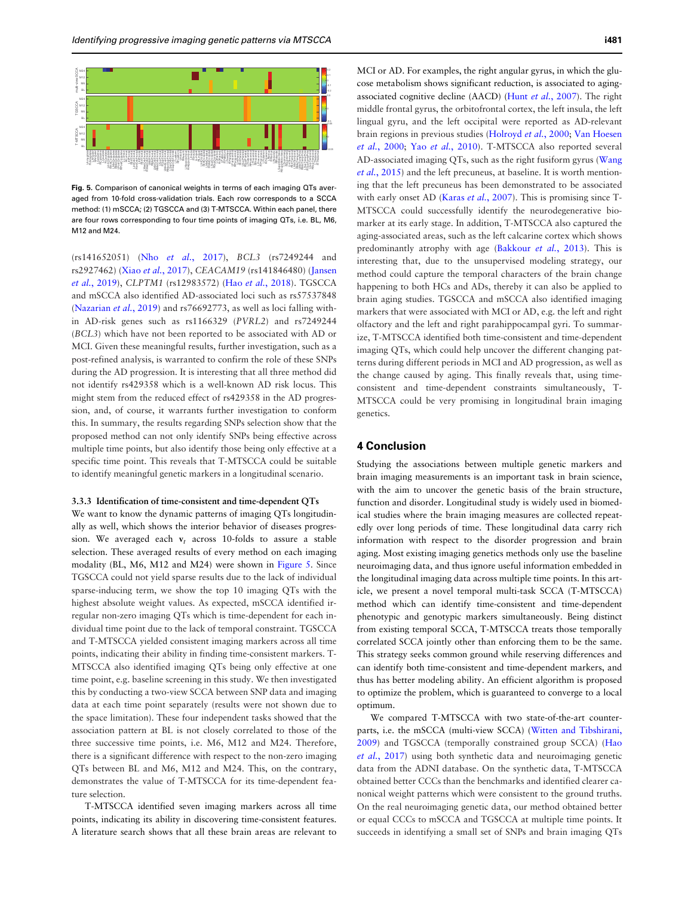**Fig. 5.** Comparison of canonical weights in terms of each imaging QTs averaged from 10-fold cross-validation trials. Each row corresponds to a SCCA method: (1) mSCCA; (2) TGSCCA and (3) T-MTSCCA. Within each panel, there are four rows corresponding to four time points of imaging QTs, i.e. BL, M6, M12 and M24.

(rs141652051) (Nho *et al.*, 2017), *BCL3* (rs7249244 and rs2927462) (Xiao *et al.*, 2017), *CEACAM19* (rs141846480) (Jansen *et al.*, 2019), *CLPTM1* (rs12983572) (Hao *et al.*, 2018). TGSCCA and mSCCA also identified AD-associated loci such as rs57537848 (Nazarian *et al.*, 2019) and rs76692773, as well as loci falling within AD-risk genes such as rs1166329 (*PVRL2*) and rs7249244 (*BCL3*) which have not been reported to be associated with AD or MCI. Given these meaningful results, further investigation, such as a post-refined analysis, is warranted to confirm the role of these SNPs during the AD progression. It is interesting that all three method did not identify rs429358 which is a well-known AD risk locus. This might stem from the reduced effect of rs429358 in the AD progression, and, of course, it warrants further investigation to conform this. In summary, the results regarding SNPs selection show that the proposed method can not only identify SNPs being effective across multiple time points, but also identify those being only effective at a specific time point. This reveals that T-MTSCCA could be suitable to identify meaningful genetic markers in a longitudinal scenario.

#### 3.3.3 Identification of time-consistent and time-dependent QTs

We want to know the dynamic patterns of imaging QTs longitudinally as well, which shows the interior behavior of diseases progression. We averaged each $\mathbf{v}_t$ across 10-folds to assure a stable selection. These averaged results of every method on each imaging modality (BL, M6, M12 and M24) were shown in Figure 5. Since TGSCCA could not yield sparse results due to the lack of individual sparse-inducing term, we show the top 10 imaging QTs with the highest absolute weight values. As expected, mSCCA identified irregular non-zero imaging QTs which is time-dependent for each individual time point due to the lack of temporal constraint. TGSCCA and T-MTSCCA yielded consistent imaging markers across all time points, indicating their ability in finding time-consistent markers. T-MTSCCA also identified imaging QTs being only effective at one time point, e.g. baseline screening in this study. We then investigated this by conducting a two-view SCCA between SNP data and imaging data at each time point separately (results were not shown due to the space limitation). These four independent tasks showed that the association pattern at BL is not closely correlated to those of the three successive time points, i.e. M6, M12 and M24. Therefore, there is a significant difference with respect to the non-zero imaging QTs between BL and M6, M12 and M24. This, on the contrary, demonstrates the value of T-MTSCCA for its time-dependent feature selection.

T-MTSCCA identified seven imaging markers across all time points, indicating its ability in discovering time-consistent features. A literature search shows that all these brain areas are relevant to MCI or AD. For examples, the right angular gyrus, in which the glucose metabolism shows significant reduction, is associated to aging-associated cognitive decline (AACD) (Hunt *et al.*, 2007). The right middle frontal gyrus, the orbitofrontal cortex, the left insula, the left lingual gyru, and the left occipital were reported as AD-relevant brain regions in previous studies (Holroyd *et al.*, 2000; Van Hoesen *et al.*, 2000; Yao *et al.*, 2010). T-MTSCCA also reported several AD-associated imaging QTs, such as the right fusiform gyrus (Wang *et al.*, 2015) and the left precuneus, at baseline. It is worth mentioning that the left precuneus has been demonstrated to be associated with early onset AD (Karas *et al.*, 2007). This is promising since T-MTSCCA could successfully identify the neurodegenerative biomarker at its early stage. In addition, T-MTSCCA also captured the aging-associated areas, such as the left calcarine cortex which shows predominantly atrophy with age (Bakkour *et al.*, 2013). This is interesting that, due to the unsupervised modeling strategy, our method could capture the temporal characters of the brain change happening to both HCs and ADs, thereby it can also be applied to brain aging studies. TGSCCA and mSCCA also identified imaging markers that were associated with MCI or AD, e.g. the left and right olfactory and the left and right parahippocampal gyri. To summarize, T-MTSCCA identified both time-consistent and time-dependent imaging QTs, which could help uncover the different changing patterns during different periods in MCI and AD progression, as well as the change caused by aging. This finally reveals that, using time-consistent and time-dependent constraints simultaneously, T-MTSCCA could be very promising in longitudinal brain imaging genetics.

## 4 Conclusion

Studying the associations between multiple genetic markers and brain imaging measurements is an important task in brain science, with the aim to uncover the genetic basis of the brain structure, function and disorder. Longitudinal study is widely used in biomedical studies where the brain imaging measures are collected repeatedly over long periods of time. These longitudinal data carry rich information with respect to the disorder progression and brain aging. Most existing imaging genetics methods only use the baseline neuroimaging data, and thus ignore useful information embedded in the longitudinal imaging data across multiple time points. In this article, we present a novel temporal multi-task SCCA (T-MTSCCA) method which can identify time-consistent and time-dependent phenotypic and genotypic markers simultaneously. Being distinct from existing temporal SCCA, T-MTSCCA treats those temporally correlated SCCA jointly other than enforcing them to be the same. This strategy seeks common ground while reserving differences and can identify both time-consistent and time-dependent markers, and thus has better modeling ability. An efficient algorithm is proposed to optimize the problem, which is guaranteed to converge to a local optimum.

We compared T-MTSCCA with two state-of-the-art counterparts, i.e. the mSCCA (multi-view SCCA) (Witten and Tibshirani, 2009) and TGSCCA (temporally constrained group SCCA) (Hao *et al.*, 2017) using both synthetic data and neuroimaging genetic data from the ADNI database. On the synthetic data, T-MTSCCA obtained better CCCs than the benchmarks and identified clearer canonical weight patterns which were consistent to the ground truths. On the real neuroimaging genetic data, our method obtained better or equal CCCs to mSCCA and TGSCCA at multiple time points. It succeeds in identifying a small set of SNPs and brain imaging QTs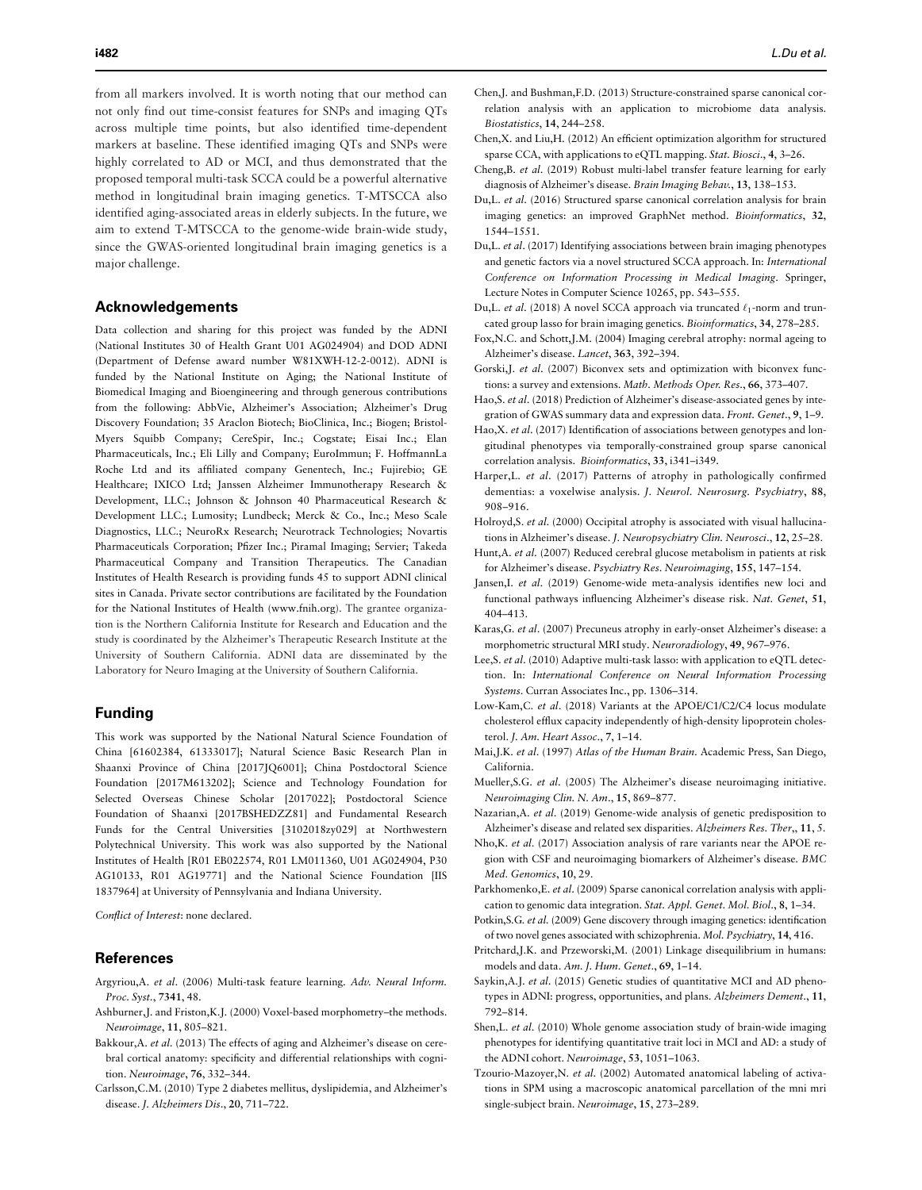from all markers involved. It is worth noting that our method can not only find out time-consist features for SNPs and imaging QTs across multiple time points, but also identified time-dependent markers at baseline. These identified imaging QTs and SNPs were highly correlated to AD or MCI, and thus demonstrated that the proposed temporal multi-task SCCA could be a powerful alternative method in longitudinal brain imaging genetics. T-MTSCCA also identified aging-associated areas in elderly subjects. In the future, we aim to extend T-MTSCCA to the genome-wide brain-wide study, since the GWAS-oriented longitudinal brain imaging genetics is a major challenge.

## Acknowledgements

Data collection and sharing for this project was funded by the ADNI (National Institutes 30 of Health Grant U01 AG024904) and DOD ADNI (Department of Defense award number W81XWH-12-2-0012). ADNI is funded by the National Institute on Aging; the National Institute of Biomedical Imaging and Bioengineering and through generous contributions from the following: AbbVie, Alzheimer's Association; Alzheimer's Drug Discovery Foundation; 35 Araclon Biotech; BioClinica, Inc.; Biogen; Bristol-Myers Squibb Company; CereSpir, Inc.; Cogstate; Eisai Inc.; Elan Pharmaceuticals, Inc.; Eli Lilly and Company; EuroImmun; F. HoffmannLa Roche Ltd and its affiliated company Genentech, Inc.; Fujirebio; GE Healthcare; IXICO Ltd; Janssen Alzheimer Immunotherapy Research & Development, LLC.; Johnson & Johnson 40 Pharmaceutical Research & Development LLC.; Lumosity; Lundbeck; Merck & Co., Inc.; Meso Scale Diagnostics, LLC.; NeuroRx Research; Neurotrack Technologies; Novartis Pharmaceuticals Corporation; Pfizer Inc.; Piramal Imaging; Servier; Takeda Pharmaceutical Company and Transition Therapeutics. The Canadian Institutes of Health Research is providing funds 45 to support ADNI clinical sites in Canada. Private sector contributions are facilitated by the Foundation for the National Institutes of Health (www.fnih.org). The grantee organization is the Northern California Institute for Research and Education and the study is coordinated by the Alzheimer's Therapeutic Research Institute at the University of Southern California. ADNI data are disseminated by the Laboratory for Neuro Imaging at the University of Southern California.

## Funding

This work was supported by the National Natural Science Foundation of China [61602384, 61333017]; Natural Science Basic Research Plan in Shaanxi Province of China [2017JQ6001]; China Postdoctoral Science Foundation [2017M613202]; Science and Technology Foundation for Selected Overseas Chinese Scholar [2017022]; Postdoctoral Science Foundation of Shaanxi [2017BSHEDZZ81] and Fundamental Research Funds for the Central Universities [3102018zy029] at Northwestern Polytechnical University. This work was also supported by the National Institutes of Health [R01 EB022574, R01 LM011360, U01 AG024904, P30 AG10133, R01 AG19771] and the National Science Foundation [IIS 1837964] at University of Pennsylvania and Indiana University.

*Conflict of Interest*: none declared.

## References

Argyriou,A. *et al*. (2006) Multi-task feature learning. *Adv. Neural Inform. Proc. Syst*., **7341**, 48.

Ashburner,J. and Friston,K.J. (2000) Voxel-based morphometry–the methods. *Neuroimage*, **11**, 805–821.

Bakkour,A. *et al*. (2013) The effects of aging and Alzheimer's disease on cerebral cortical anatomy: specificity and differential relationships with cognition. *Neuroimage*, **76**, 332–344.

Carlsson,C.M. (2010) Type 2 diabetes mellitus, dyslipidemia, and Alzheimer's disease. *J. Alzheimers Dis*., **20**, 711–722.

Chen,J. and Bushman,F.D. (2013) Structure-constrained sparse canonical correlation analysis with an application to microbiome data analysis. *Biostatistics*, **14**, 244–258.

Chen,X. and Liu,H. (2012) An efficient optimization algorithm for structured sparse CCA, with applications to eQTL mapping. *Stat. Biosci*., **4**, 3–26.

Cheng,B. *et al*. (2019) Robust multi-label transfer feature learning for early diagnosis of Alzheimer's disease. *Brain Imaging Behav*., **13**, 138–153.

Du,L. *et al*. (2016) Structured sparse canonical correlation analysis for brain imaging genetics: an improved GraphNet method. *Bioinformatics*, **32**, 1544–1551.

Du,L. *et al*. (2017) Identifying associations between brain imaging phenotypes and genetic factors via a novel structured SCCA approach. In: *International Conference on Information Processing in Medical Imaging*. Springer, Lecture Notes in Computer Science 10265, pp. 543–555.

Du,L. *et al*. (2018) A novel SCCA approach via truncated $\ell_1$-norm and truncated group lasso for brain imaging genetics. *Bioinformatics*, **34**, 278–285.

Fox,N.C. and Schott,J.M. (2004) Imaging cerebral atrophy: normal ageing to Alzheimer's disease. *Lancet*, **363**, 392–394.

Gorski,J. *et al*. (2007) Biconvex sets and optimization with biconvex functions: a survey and extensions. *Math. Methods Oper. Res*., **66**, 373–407.

Hao,S. *et al*. (2018) Prediction of Alzheimer's disease-associated genes by integration of GWAS summary data and expression data. *Front. Genet*., **9**, 1–9.

Hao,X. *et al*. (2017) Identification of associations between genotypes and longitudinal phenotypes via temporally-constrained group sparse canonical correlation analysis. *Bioinformatics*, **33**, i341–i349.

Harper,L. *et al*. (2017) Patterns of atrophy in pathologically confirmed dementias: a voxelwise analysis. *J. Neurol. Neurosurg. Psychiatry*, **88**, 908–916.

Holroyd,S. *et al*. (2000) Occipital atrophy is associated with visual hallucinations in Alzheimer's disease. *J. Neuropsychiatry Clin. Neurosci*., **12**, 25–28.

Hunt,A. *et al*. (2007) Reduced cerebral glucose metabolism in patients at risk for Alzheimer's disease. *Psychiatry Res. Neuroimaging*, **155**, 147–154.

Jansen,I. *et al*. (2019) Genome-wide meta-analysis identifies new loci and functional pathways influencing Alzheimer's disease risk. *Nat. Genet*, **51**, 404–413.

Karas,G. *et al*. (2007) Precuneus atrophy in early-onset Alzheimer's disease: a morphometric structural MRI study. *Neuroradiology*, **49**, 967–976.

Lee,S. *et al*. (2010) Adaptive multi-task lasso: with application to eQTL detection. In: *International Conference on Neural Information Processing Systems*. Curran Associates Inc., pp. 1306–314.

Low-Kam,C. *et al*. (2018) Variants at the APOE/C1/C2/C4 locus modulate cholesterol efflux capacity independently of high-density lipoprotein cholesterol. *J. Am. Heart Assoc*., **7**, 1–14.

Mai,J.K. *et al*. (1997) *Atlas of the Human Brain*. Academic Press, San Diego, California.

Mueller,S.G. *et al*. (2005) The Alzheimer's disease neuroimaging initiative. *Neuroimaging Clin. N. Am*., **15**, 869–877.

Nazarian,A. *et al*. (2019) Genome-wide analysis of genetic predisposition to Alzheimer's disease and related sex disparities. *Alzheimers Res. Ther*,, **11**, 5.

Nho,K. *et al*. (2017) Association analysis of rare variants near the APOE region with CSF and neuroimaging biomarkers of Alzheimer's disease. *BMC Med. Genomics*, **10**, 29.

Parkhomenko,E. *et al*. (2009) Sparse canonical correlation analysis with application to genomic data integration. *Stat. Appl. Genet. Mol. Biol*., **8**, 1–34.

Potkin,S.G. *et al*. (2009) Gene discovery through imaging genetics: identification of two novel genes associated with schizophrenia. *Mol. Psychiatry*, **14**, 416.

Pritchard,J.K. and Przeworski,M. (2001) Linkage disequilibrium in humans: models and data. *Am. J. Hum. Genet*., **69**, 1–14.

Saykin,A.J. *et al*. (2015) Genetic studies of quantitative MCI and AD phenotypes in ADNI: progress, opportunities, and plans. *Alzheimers Dement*., **11**, 792–814.

Shen,L. *et al*. (2010) Whole genome association study of brain-wide imaging phenotypes for identifying quantitative trait loci in MCI and AD: a study of the ADNI cohort. *Neuroimage*, **53**, 1051–1063.

Tzourio-Mazoyer,N. *et al*. (2002) Automated anatomical labeling of activations in SPM using a macroscopic anatomical parcellation of the mni mri single-subject brain. *Neuroimage*, **15**, 273–289.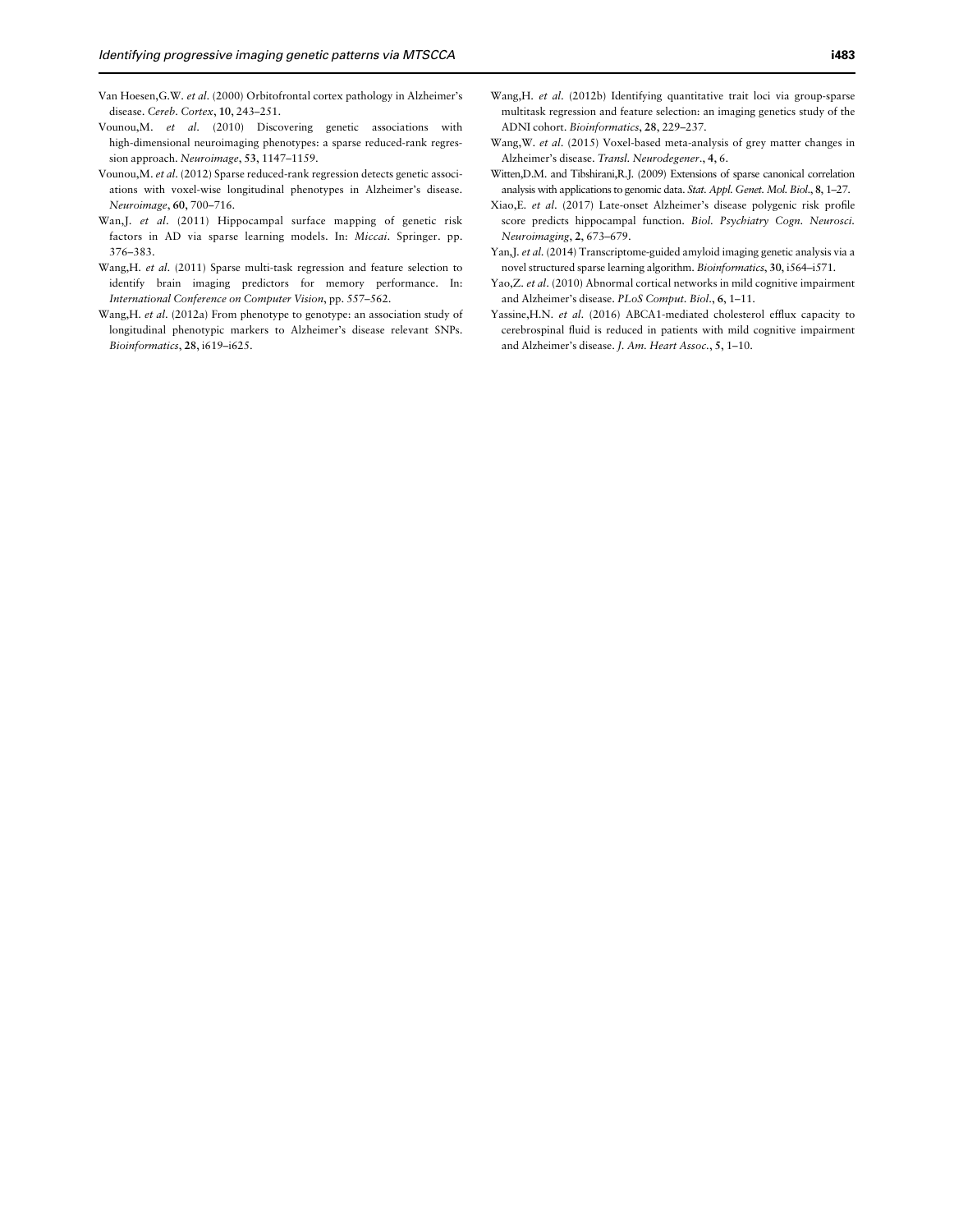Van Hoesen,G.W. *et al.* (2000) Orbitofrontal cortex pathology in Alzheimer's disease. *Cereb. Cortex*, **10**, 243–251.

Vounou,M. *et al.* (2010) Discovering genetic associations with high-dimensional neuroimaging phenotypes: a sparse reduced-rank regression approach. *Neuroimage*, **53**, 1147–1159.

Vounou,M. *et al.* (2012) Sparse reduced-rank regression detects genetic associations with voxel-wise longitudinal phenotypes in Alzheimer's disease. *Neuroimage*, **60**, 700–716.

Wan,J. *et al.* (2011) Hippocampal surface mapping of genetic risk factors in AD via sparse learning models. In: *Miccai*. Springer. pp. 376–383.

Wang,H. *et al.* (2011) Sparse multi-task regression and feature selection to identify brain imaging predictors for memory performance. In: *International Conference on Computer Vision*, pp. 557–562.

Wang,H. *et al.* (2012a) From phenotype to genotype: an association study of longitudinal phenotypic markers to Alzheimer's disease relevant SNPs. *Bioinformatics*, **28**, i619–i625.

Wang,H. *et al.* (2012b) Identifying quantitative trait loci via group-sparse multitask regression and feature selection: an imaging genetics study of the ADNI cohort. *Bioinformatics*, **28**, 229–237.

Wang,W. *et al.* (2015) Voxel-based meta-analysis of grey matter changes in Alzheimer's disease. *Transl. Neurodegener.*, **4**, 6.

Witten,D.M. and Tibshirani,R.J. (2009) Extensions of sparse canonical correlation analysis with applications to genomic data. *Stat. Appl. Genet. Mol. Biol.*, **8**, 1–27.

Xiao,E. *et al.* (2017) Late-onset Alzheimer's disease polygenic risk profile score predicts hippocampal function. *Biol. Psychiatry Cogn. Neurosci. Neuroimaging*, **2**, 673–679.

Yan,J. *et al.* (2014) Transcriptome-guided amyloid imaging genetic analysis via a novel structured sparse learning algorithm. *Bioinformatics*, **30**, i564–i571.

Yao,Z. *et al.* (2010) Abnormal cortical networks in mild cognitive impairment and Alzheimer's disease. *PLoS Comput. Biol.*, **6**, 1–11.

Yassine,H.N. *et al.* (2016) ABCA1-mediated cholesterol efflux capacity to cerebrospinal fluid is reduced in patients with mild cognitive impairment and Alzheimer's disease. *J. Am. Heart Assoc.*, **5**, 1–10.